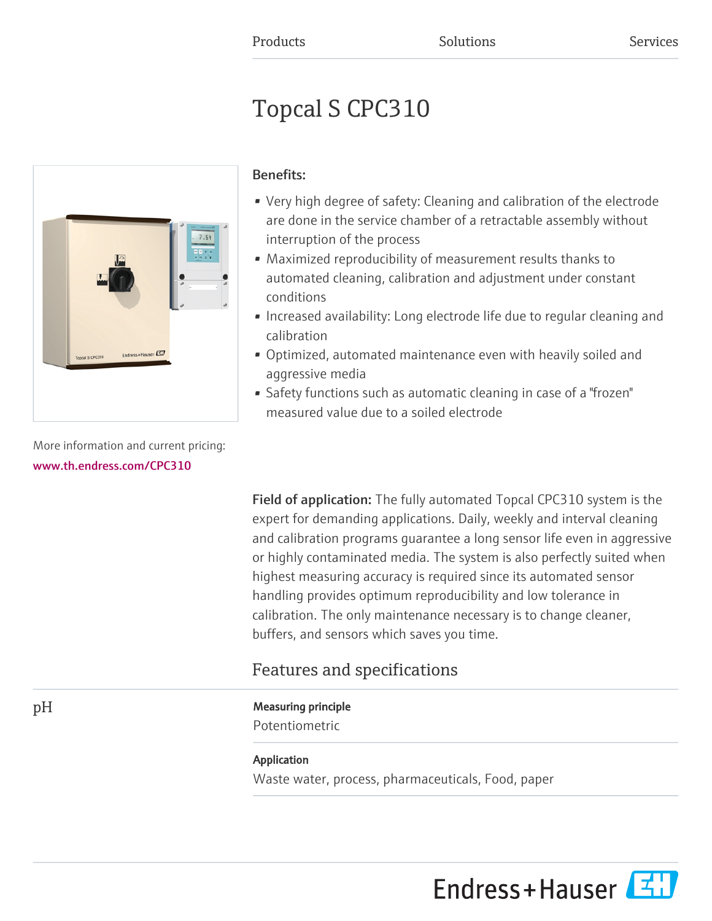Products Solutions Services

# Topcal S CPC310

More information and current pricing:
www.th.endress.com/CPC310

**Benefits:**

- Very high degree of safety: Cleaning and calibration of the electrode are done in the service chamber of a retractable assembly without interruption of the process
- Maximized reproducibility of measurement results thanks to automated cleaning, calibration and adjustment under constant conditions
- Increased availability: Long electrode life due to regular cleaning and calibration
- Optimized, automated maintenance even with heavily soiled and aggressive media
- Safety functions such as automatic cleaning in case of a "frozen" measured value due to a soiled electrode

**Field of application:** The fully automated Topcal CPC310 system is the expert for demanding applications. Daily, weekly and interval cleaning and calibration programs guarantee a long sensor life even in aggressive or highly contaminated media. The system is also perfectly suited when highest measuring accuracy is required since its automated sensor handling provides optimum reproducibility and low tolerance in calibration. The only maintenance necessary is to change cleaner, buffers, and sensors which saves you time.

## Features and specifications

### pH

**Measuring principle**

Potentiometric

**Application**

Waste water, process, pharmaceuticals, Food, paper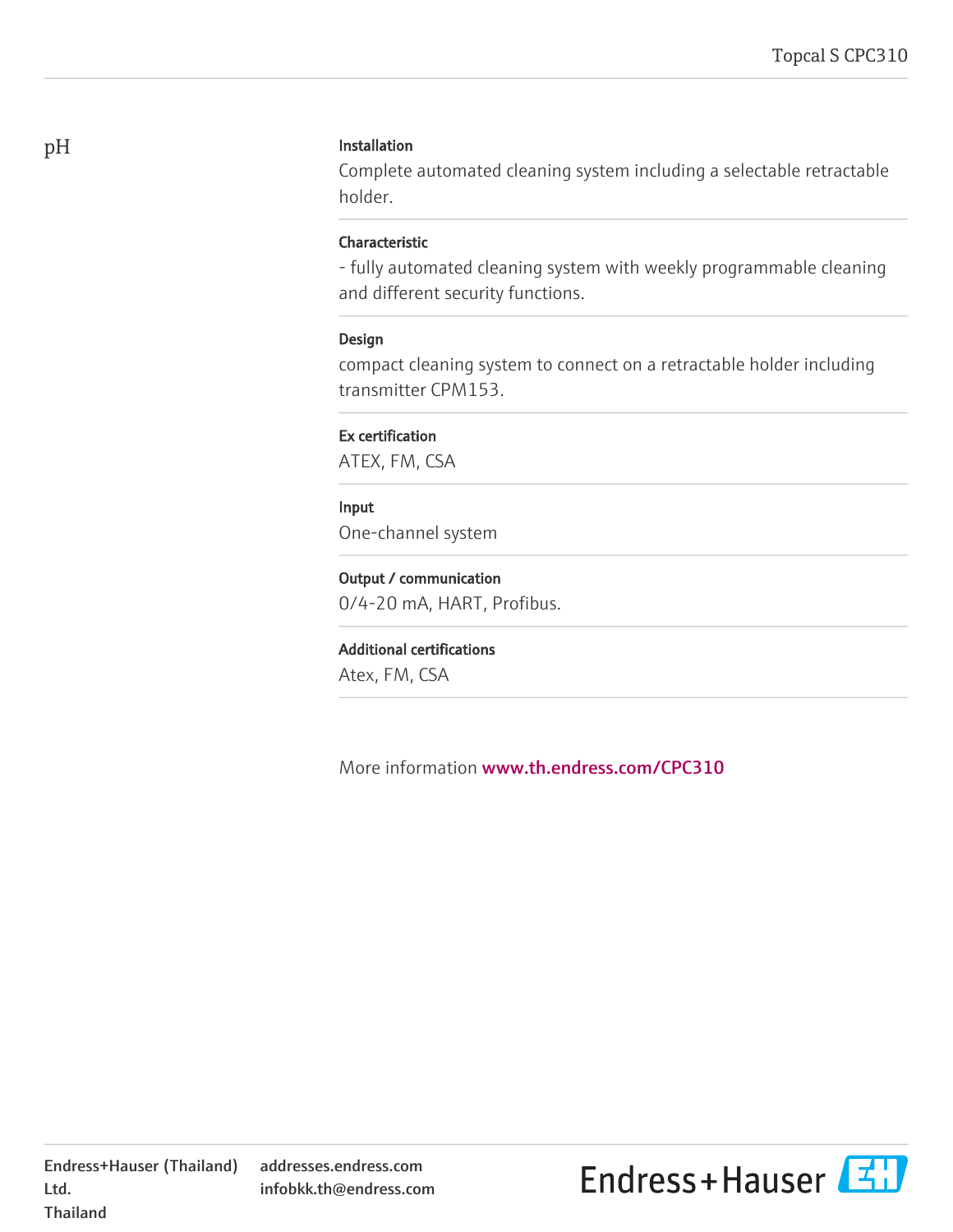## pH

**Installation**

Complete automated cleaning system including a selectable retractable holder.

**Characteristic**

- fully automated cleaning system with weekly programmable cleaning and different security functions.

**Design**

compact cleaning system to connect on a retractable holder including transmitter CPM153.

**Ex certification**

ATEX, FM, CSA

**Input**

One-channel system

**Output / communication**

0/4-20 mA, HART, Profibus.

**Additional certifications**

Atex, FM, CSA

More information **www.th.endress.com/CPC310**

Endress+Hauser (Thailand) Ltd.
Thailand

addresses.endress.com
infobkk.th@endress.com